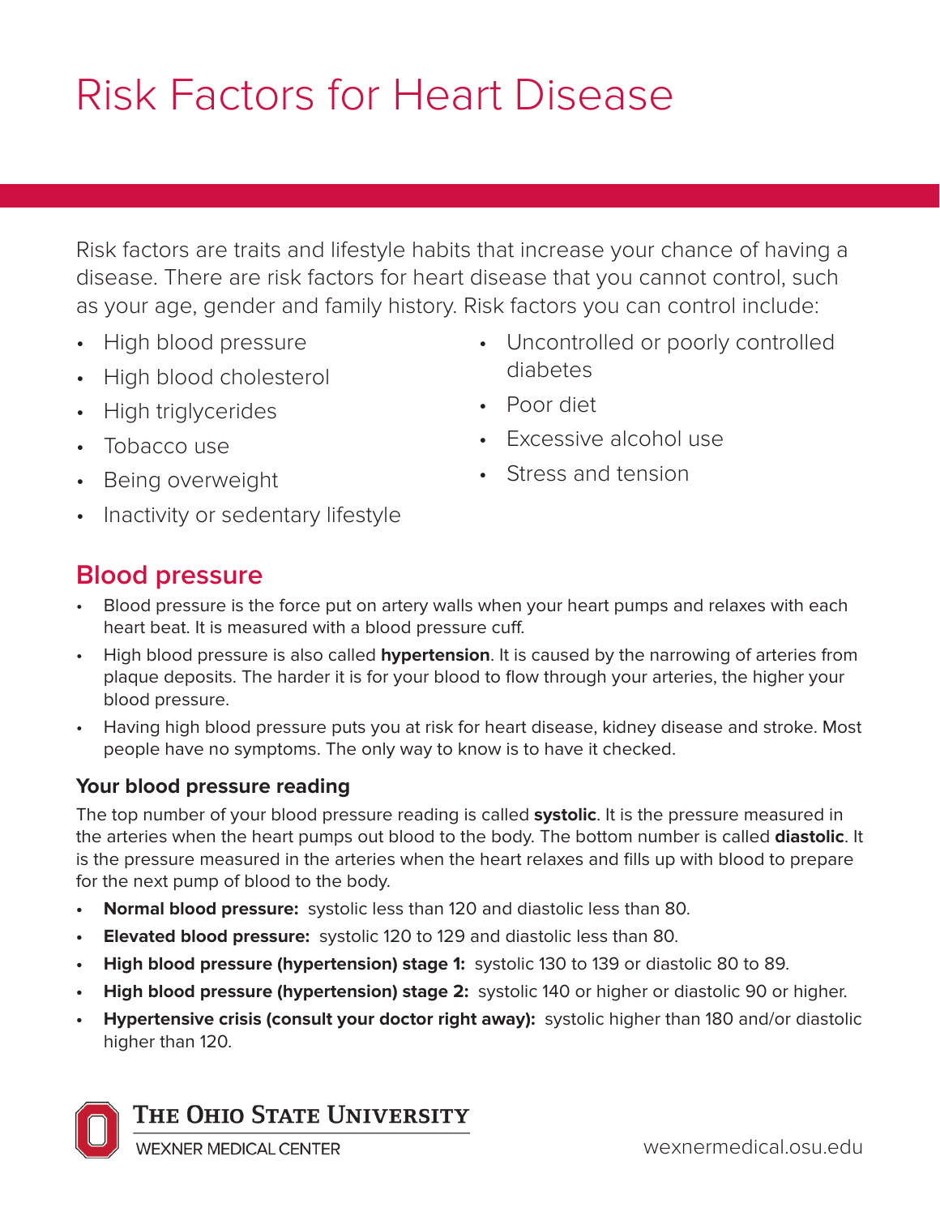# Risk Factors for Heart Disease

Risk factors are traits and lifestyle habits that increase your chance of having a disease. There are risk factors for heart disease that you cannot control, such as your age, gender and family history. Risk factors you can control include:

- High blood pressure
- High blood cholesterol
- High triglycerides
- Tobacco use
- Being overweight
- Inactivity or sedentary lifestyle
- Uncontrolled or poorly controlled diabetes
- Poor diet
- Excessive alcohol use
- Stress and tension

## Blood pressure

- Blood pressure is the force put on artery walls when your heart pumps and relaxes with each heart beat. It is measured with a blood pressure cuff.
- High blood pressure is also called **hypertension**. It is caused by the narrowing of arteries from plaque deposits. The harder it is for your blood to flow through your arteries, the higher your blood pressure.
- Having high blood pressure puts you at risk for heart disease, kidney disease and stroke. Most people have no symptoms. The only way to know is to have it checked.

### Your blood pressure reading

The top number of your blood pressure reading is called **systolic**. It is the pressure measured in the arteries when the heart pumps out blood to the body. The bottom number is called **diastolic**. It is the pressure measured in the arteries when the heart relaxes and fills up with blood to prepare for the next pump of blood to the body.

- **Normal blood pressure:** systolic less than 120 and diastolic less than 80.
- **Elevated blood pressure:** systolic 120 to 129 and diastolic less than 80.
- **High blood pressure (hypertension) stage 1:** systolic 130 to 139 or diastolic 80 to 89.
- **High blood pressure (hypertension) stage 2:** systolic 140 or higher or diastolic 90 or higher.
- **Hypertensive crisis (consult your doctor right away):** systolic higher than 180 and/or diastolic higher than 120.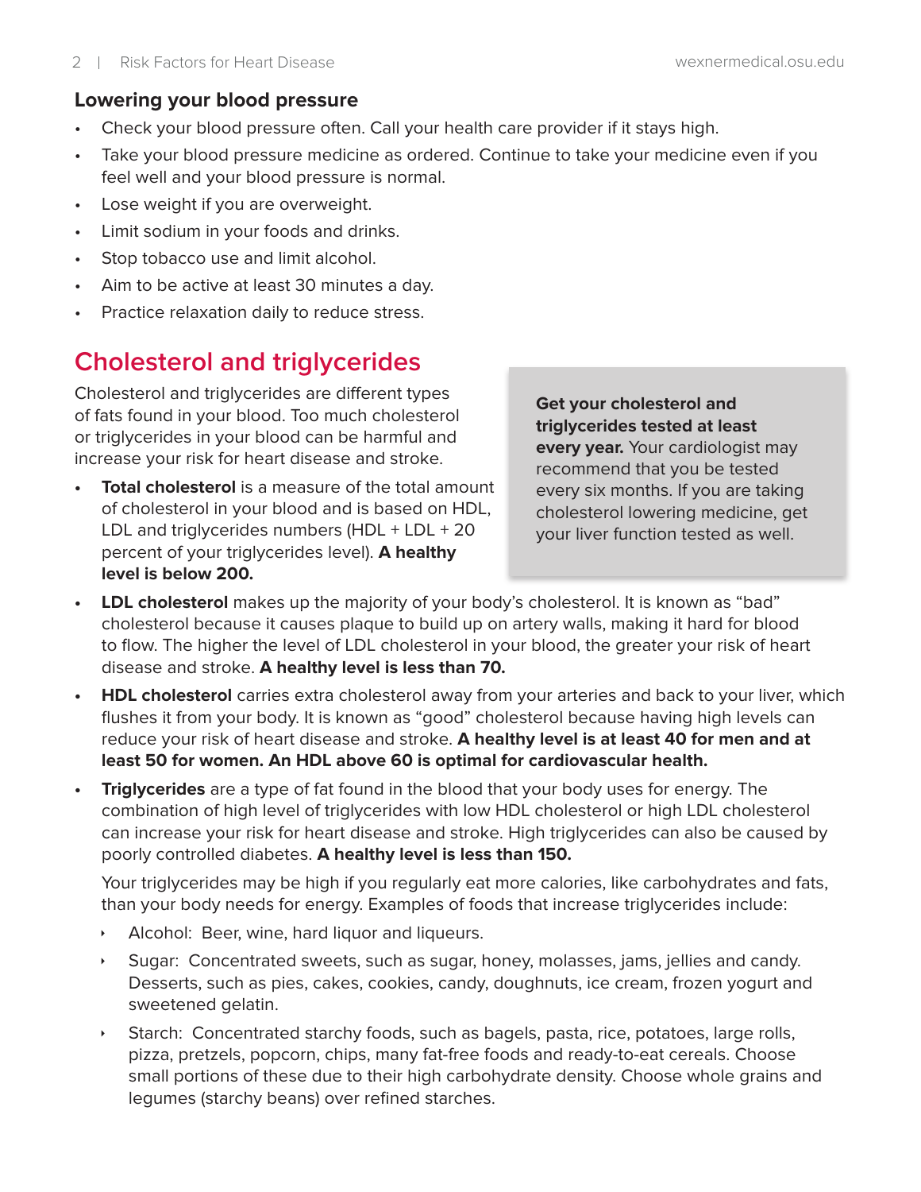### Lowering your blood pressure

- Check your blood pressure often. Call your health care provider if it stays high.
- Take your blood pressure medicine as ordered. Continue to take your medicine even if you feel well and your blood pressure is normal.
- Lose weight if you are overweight.
- Limit sodium in your foods and drinks.
- Stop tobacco use and limit alcohol.
- Aim to be active at least 30 minutes a day.
- Practice relaxation daily to reduce stress.

## Cholesterol and triglycerides

Cholesterol and triglycerides are different types of fats found in your blood. Too much cholesterol or triglycerides in your blood can be harmful and increase your risk for heart disease and stroke.

**Get your cholesterol and triglycerides tested at least every year.** Your cardiologist may recommend that you be tested every six months. If you are taking cholesterol lowering medicine, get your liver function tested as well.

- **Total cholesterol** is a measure of the total amount of cholesterol in your blood and is based on HDL, LDL and triglycerides numbers (HDL + LDL + 20 percent of your triglycerides level). **A healthy level is below 200.**
- **LDL cholesterol** makes up the majority of your body's cholesterol. It is known as "bad" cholesterol because it causes plaque to build up on artery walls, making it hard for blood to flow. The higher the level of LDL cholesterol in your blood, the greater your risk of heart disease and stroke. **A healthy level is less than 70.**
- **HDL cholesterol** carries extra cholesterol away from your arteries and back to your liver, which flushes it from your body. It is known as "good" cholesterol because having high levels can reduce your risk of heart disease and stroke. **A healthy level is at least 40 for men and at least 50 for women. An HDL above 60 is optimal for cardiovascular health.**
- **Triglycerides** are a type of fat found in the blood that your body uses for energy. The combination of high level of triglycerides with low HDL cholesterol or high LDL cholesterol can increase your risk for heart disease and stroke. High triglycerides can also be caused by poorly controlled diabetes. **A healthy level is less than 150.**

  Your triglycerides may be high if you regularly eat more calories, like carbohydrates and fats, than your body needs for energy. Examples of foods that increase triglycerides include:

  - Alcohol: Beer, wine, hard liquor and liqueurs.
  - Sugar: Concentrated sweets, such as sugar, honey, molasses, jams, jellies and candy. Desserts, such as pies, cakes, cookies, candy, doughnuts, ice cream, frozen yogurt and sweetened gelatin.
  - Starch: Concentrated starchy foods, such as bagels, pasta, rice, potatoes, large rolls, pizza, pretzels, popcorn, chips, many fat-free foods and ready-to-eat cereals. Choose small portions of these due to their high carbohydrate density. Choose whole grains and legumes (starchy beans) over refined starches.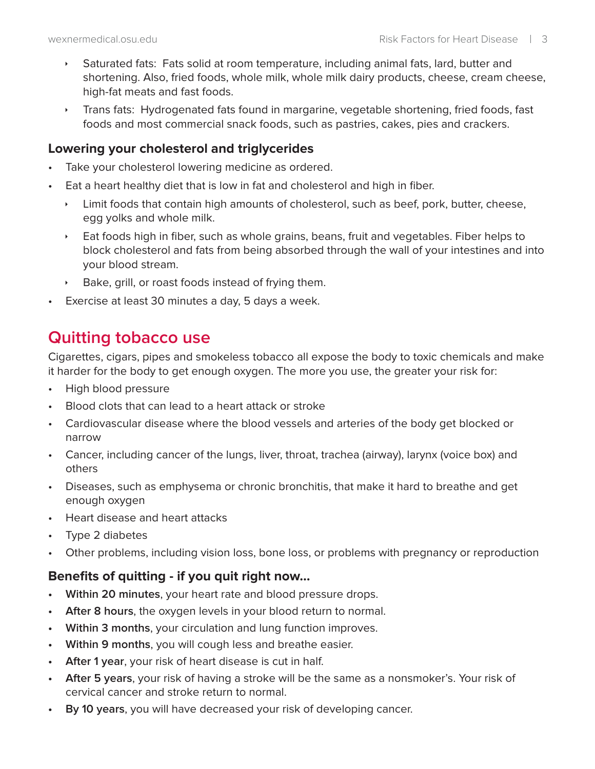- Saturated fats: Fats solid at room temperature, including animal fats, lard, butter and shortening. Also, fried foods, whole milk, whole milk dairy products, cheese, cream cheese, high-fat meats and fast foods.
- Trans fats: Hydrogenated fats found in margarine, vegetable shortening, fried foods, fast foods and most commercial snack foods, such as pastries, cakes, pies and crackers.

### Lowering your cholesterol and triglycerides

- Take your cholesterol lowering medicine as ordered.
- Eat a heart healthy diet that is low in fat and cholesterol and high in fiber.
  - Limit foods that contain high amounts of cholesterol, such as beef, pork, butter, cheese, egg yolks and whole milk.
  - Eat foods high in fiber, such as whole grains, beans, fruit and vegetables. Fiber helps to block cholesterol and fats from being absorbed through the wall of your intestines and into your blood stream.
  - Bake, grill, or roast foods instead of frying them.
- Exercise at least 30 minutes a day, 5 days a week.

## Quitting tobacco use

Cigarettes, cigars, pipes and smokeless tobacco all expose the body to toxic chemicals and make it harder for the body to get enough oxygen. The more you use, the greater your risk for:

- High blood pressure
- Blood clots that can lead to a heart attack or stroke
- Cardiovascular disease where the blood vessels and arteries of the body get blocked or narrow
- Cancer, including cancer of the lungs, liver, throat, trachea (airway), larynx (voice box) and others
- Diseases, such as emphysema or chronic bronchitis, that make it hard to breathe and get enough oxygen
- Heart disease and heart attacks
- Type 2 diabetes
- Other problems, including vision loss, bone loss, or problems with pregnancy or reproduction

### Benefits of quitting - if you quit right now...

- **Within 20 minutes**, your heart rate and blood pressure drops.
- **After 8 hours**, the oxygen levels in your blood return to normal.
- **Within 3 months**, your circulation and lung function improves.
- **Within 9 months**, you will cough less and breathe easier.
- **After 1 year**, your risk of heart disease is cut in half.
- **After 5 years**, your risk of having a stroke will be the same as a nonsmoker's. Your risk of cervical cancer and stroke return to normal.
- **By 10 years**, you will have decreased your risk of developing cancer.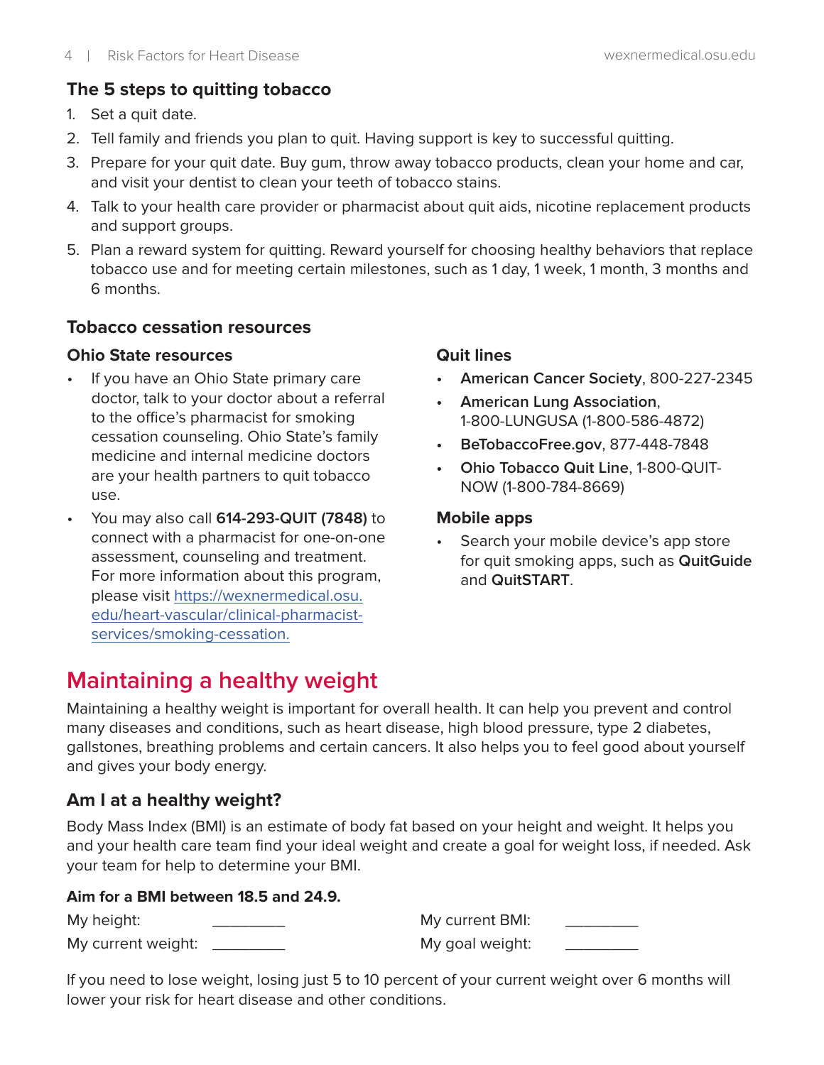### The 5 steps to quitting tobacco

1. Set a quit date.
2. Tell family and friends you plan to quit. Having support is key to successful quitting.
3. Prepare for your quit date. Buy gum, throw away tobacco products, clean your home and car, and visit your dentist to clean your teeth of tobacco stains.
4. Talk to your health care provider or pharmacist about quit aids, nicotine replacement products and support groups.
5. Plan a reward system for quitting. Reward yourself for choosing healthy behaviors that replace tobacco use and for meeting certain milestones, such as 1 day, 1 week, 1 month, 3 months and 6 months.

### Tobacco cessation resources

#### Ohio State resources

- If you have an Ohio State primary care doctor, talk to your doctor about a referral to the office's pharmacist for smoking cessation counseling. Ohio State's family medicine and internal medicine doctors are your health partners to quit tobacco use.
- You may also call **614-293-QUIT (7848)** to connect with a pharmacist for one-on-one assessment, counseling and treatment. For more information about this program, please visit https://wexnermedical.osu.edu/heart-vascular/clinical-pharmacist-services/smoking-cessation.

#### Quit lines

- **American Cancer Society**, 800-227-2345
- **American Lung Association**, 1-800-LUNGUSA (1-800-586-4872)
- **BeTobaccoFree.gov**, 877-448-7848
- **Ohio Tobacco Quit Line**, 1-800-QUIT-NOW (1-800-784-8669)

#### Mobile apps

- Search your mobile device's app store for quit smoking apps, such as **QuitGuide** and **QuitSTART**.

## Maintaining a healthy weight

Maintaining a healthy weight is important for overall health. It can help you prevent and control many diseases and conditions, such as heart disease, high blood pressure, type 2 diabetes, gallstones, breathing problems and certain cancers. It also helps you to feel good about yourself and gives your body energy.

### Am I at a healthy weight?

Body Mass Index (BMI) is an estimate of body fat based on your height and weight. It helps you and your health care team find your ideal weight and create a goal for weight loss, if needed. Ask your team for help to determine your BMI.

**Aim for a BMI between 18.5 and 24.9.**

My height: _________

My current weight: _________

My current BMI: _________

My goal weight: _________

If you need to lose weight, losing just 5 to 10 percent of your current weight over 6 months will lower your risk for heart disease and other conditions.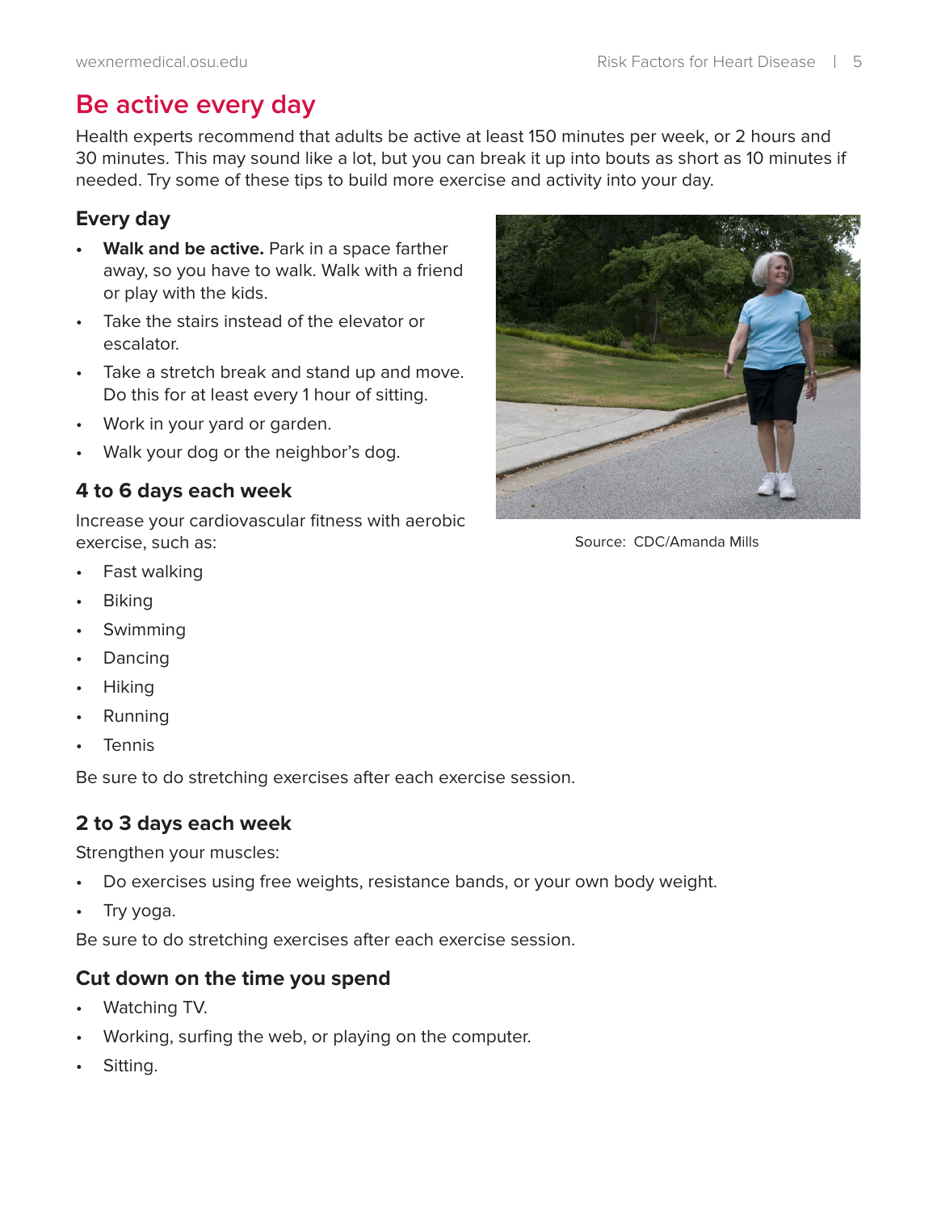# Be active every day

Health experts recommend that adults be active at least 150 minutes per week, or 2 hours and 30 minutes. This may sound like a lot, but you can break it up into bouts as short as 10 minutes if needed. Try some of these tips to build more exercise and activity into your day.

## Every day

- **Walk and be active.** Park in a space farther away, so you have to walk. Walk with a friend or play with the kids.
- Take the stairs instead of the elevator or escalator.
- Take a stretch break and stand up and move. Do this for at least every 1 hour of sitting.
- Work in your yard or garden.
- Walk your dog or the neighbor's dog.

Source: CDC/Amanda Mills

## 4 to 6 days each week

Increase your cardiovascular fitness with aerobic exercise, such as:

- Fast walking
- Biking
- Swimming
- Dancing
- Hiking
- Running
- Tennis

Be sure to do stretching exercises after each exercise session.

## 2 to 3 days each week

Strengthen your muscles:

- Do exercises using free weights, resistance bands, or your own body weight.
- Try yoga.

Be sure to do stretching exercises after each exercise session.

## Cut down on the time you spend

- Watching TV.
- Working, surfing the web, or playing on the computer.
- Sitting.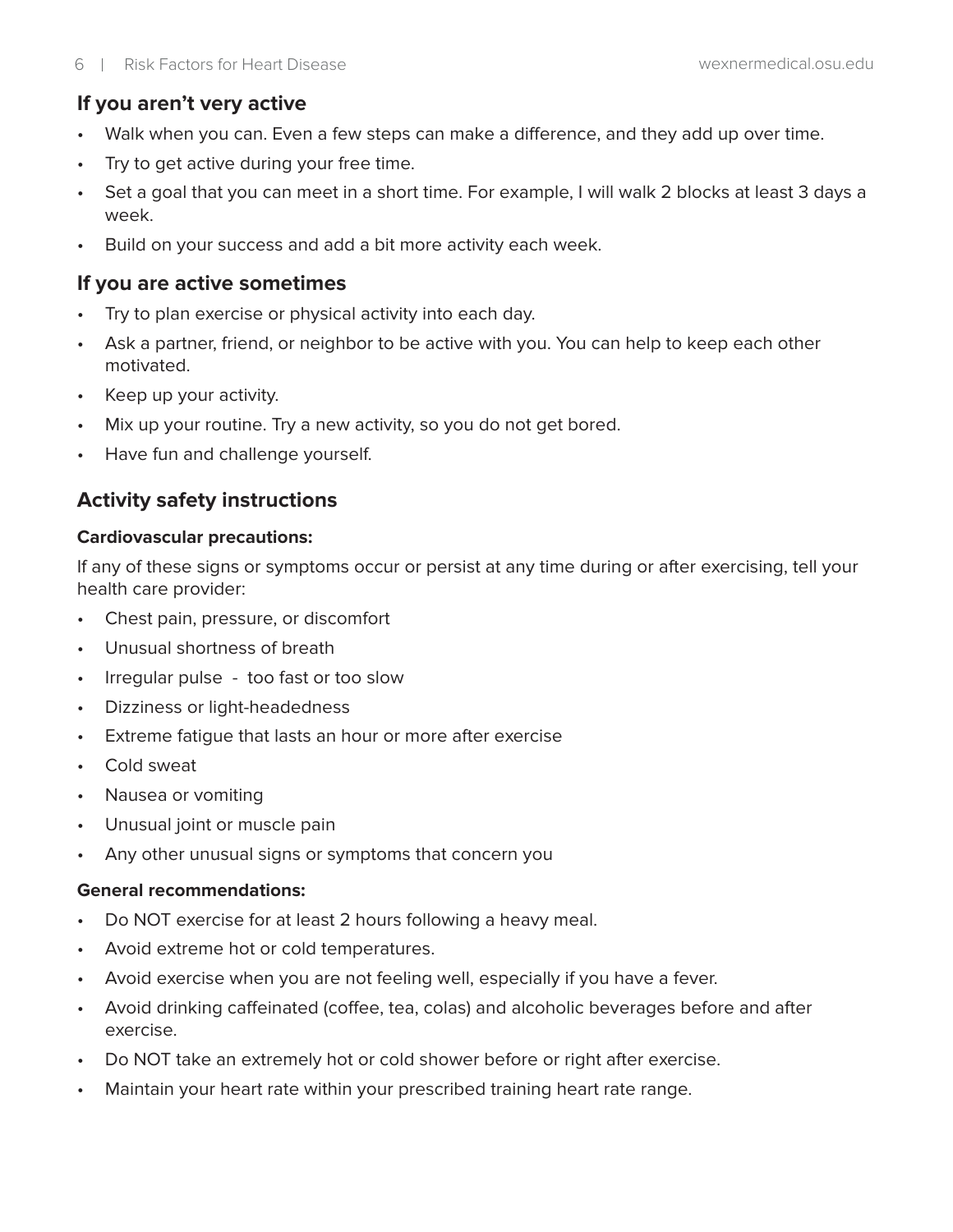## If you aren't very active

- Walk when you can. Even a few steps can make a difference, and they add up over time.
- Try to get active during your free time.
- Set a goal that you can meet in a short time. For example, I will walk 2 blocks at least 3 days a week.
- Build on your success and add a bit more activity each week.

## If you are active sometimes

- Try to plan exercise or physical activity into each day.
- Ask a partner, friend, or neighbor to be active with you. You can help to keep each other motivated.
- Keep up your activity.
- Mix up your routine. Try a new activity, so you do not get bored.
- Have fun and challenge yourself.

## Activity safety instructions

**Cardiovascular precautions:**

If any of these signs or symptoms occur or persist at any time during or after exercising, tell your health care provider:

- Chest pain, pressure, or discomfort
- Unusual shortness of breath
- Irregular pulse - too fast or too slow
- Dizziness or light-headedness
- Extreme fatigue that lasts an hour or more after exercise
- Cold sweat
- Nausea or vomiting
- Unusual joint or muscle pain
- Any other unusual signs or symptoms that concern you

**General recommendations:**

- Do NOT exercise for at least 2 hours following a heavy meal.
- Avoid extreme hot or cold temperatures.
- Avoid exercise when you are not feeling well, especially if you have a fever.
- Avoid drinking caffeinated (coffee, tea, colas) and alcoholic beverages before and after exercise.
- Do NOT take an extremely hot or cold shower before or right after exercise.
- Maintain your heart rate within your prescribed training heart rate range.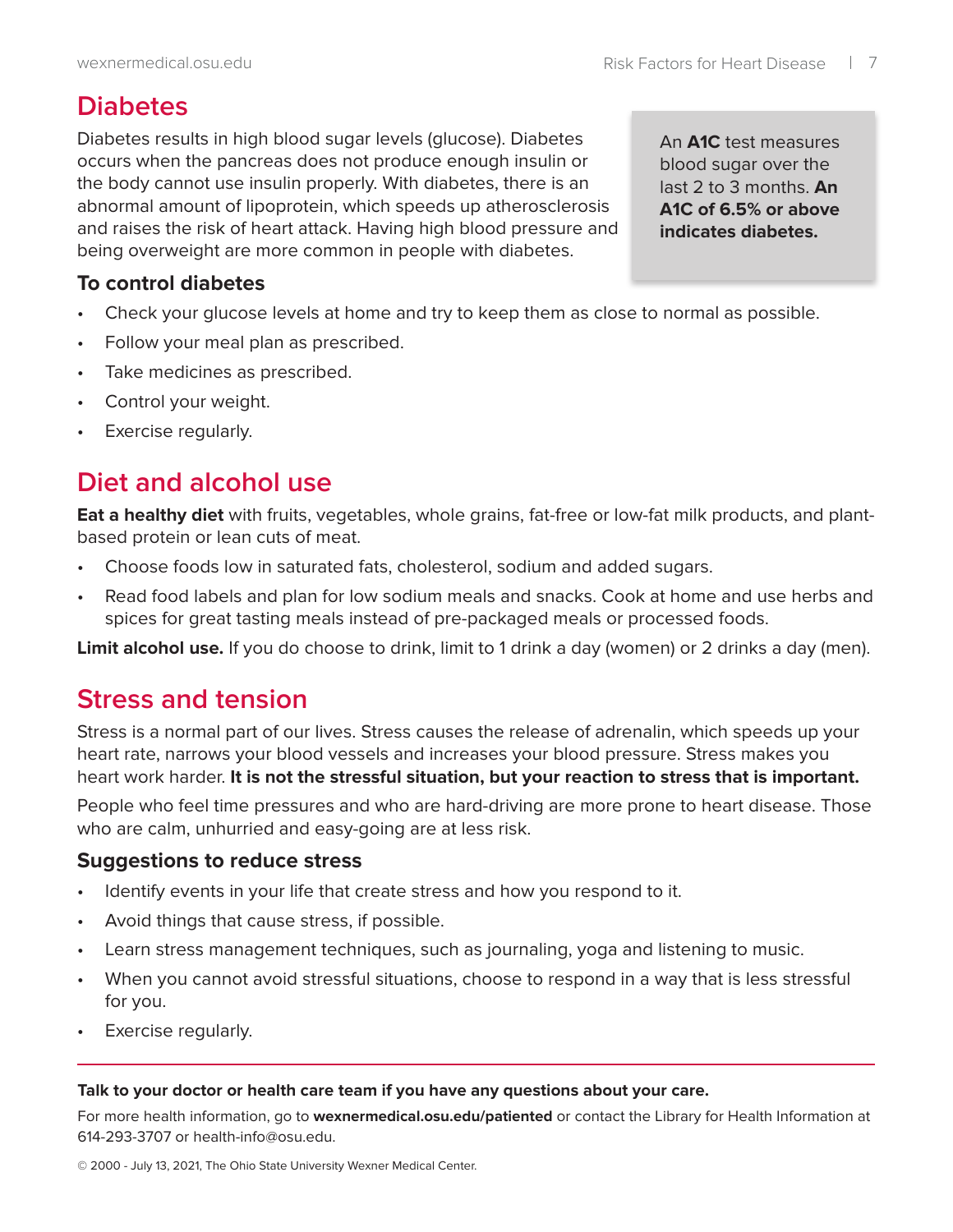## Diabetes

Diabetes results in high blood sugar levels (glucose). Diabetes occurs when the pancreas does not produce enough insulin or the body cannot use insulin properly. With diabetes, there is an abnormal amount of lipoprotein, which speeds up atherosclerosis and raises the risk of heart attack. Having high blood pressure and being overweight are more common in people with diabetes.

An **A1C** test measures blood sugar over the last 2 to 3 months. **An A1C of 6.5% or above indicates diabetes.**

### To control diabetes

- Check your glucose levels at home and try to keep them as close to normal as possible.
- Follow your meal plan as prescribed.
- Take medicines as prescribed.
- Control your weight.
- Exercise regularly.

## Diet and alcohol use

**Eat a healthy diet** with fruits, vegetables, whole grains, fat-free or low-fat milk products, and plant-based protein or lean cuts of meat.

- Choose foods low in saturated fats, cholesterol, sodium and added sugars.
- Read food labels and plan for low sodium meals and snacks. Cook at home and use herbs and spices for great tasting meals instead of pre-packaged meals or processed foods.

**Limit alcohol use.** If you do choose to drink, limit to 1 drink a day (women) or 2 drinks a day (men).

## Stress and tension

Stress is a normal part of our lives. Stress causes the release of adrenalin, which speeds up your heart rate, narrows your blood vessels and increases your blood pressure. Stress makes you heart work harder. **It is not the stressful situation, but your reaction to stress that is important.**

People who feel time pressures and who are hard-driving are more prone to heart disease. Those who are calm, unhurried and easy-going are at less risk.

### Suggestions to reduce stress

- Identify events in your life that create stress and how you respond to it.
- Avoid things that cause stress, if possible.
- Learn stress management techniques, such as journaling, yoga and listening to music.
- When you cannot avoid stressful situations, choose to respond in a way that is less stressful for you.
- Exercise regularly.

---

**Talk to your doctor or health care team if you have any questions about your care.**

For more health information, go to **wexnermedical.osu.edu/patiented** or contact the Library for Health Information at 614-293-3707 or health-info@osu.edu.

© 2000 - July 13, 2021, The Ohio State University Wexner Medical Center.